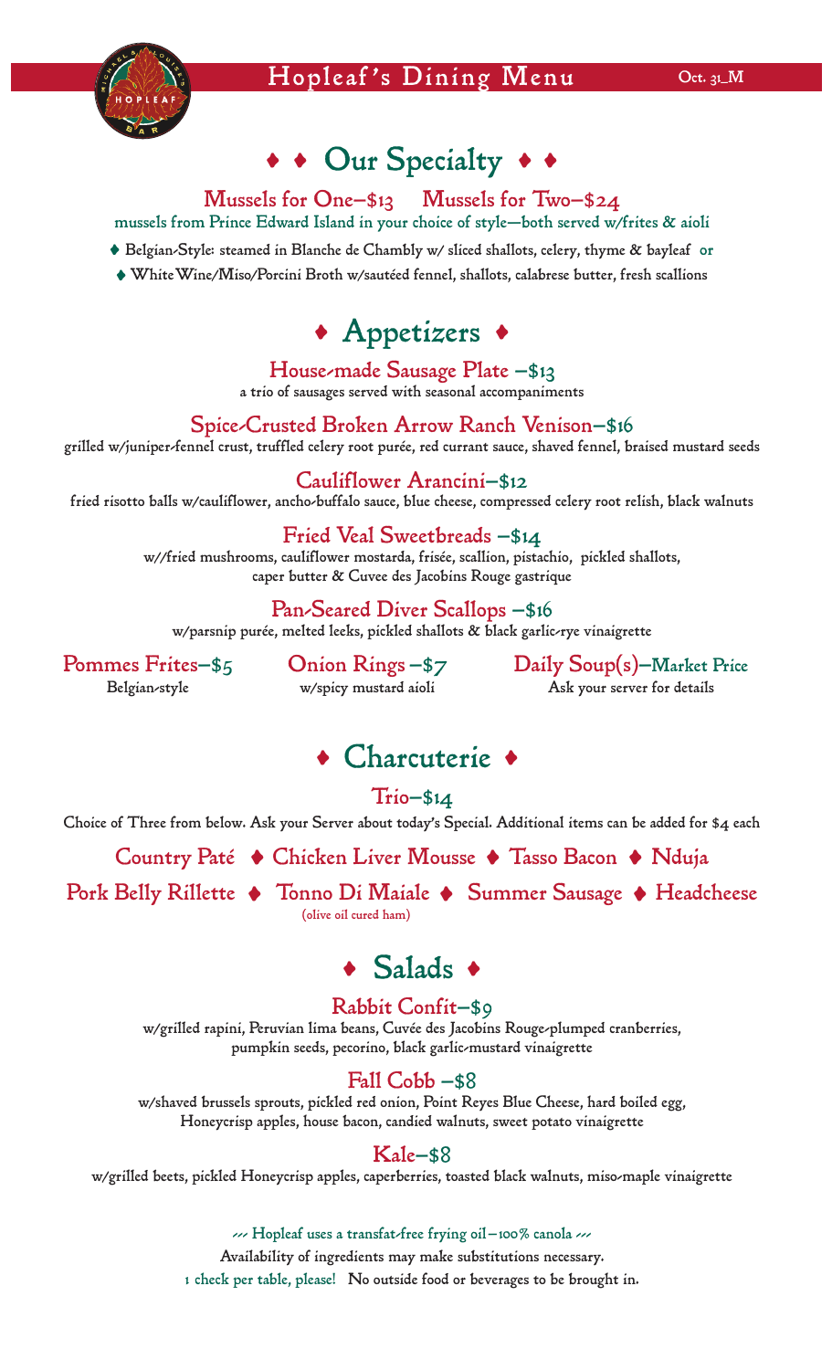# Hopleaf's Dining Menu

Oct. 31_M

## ♦ ♦ Our Specialty ♦ ♦

### Mussels for One–$13 Mussels for Two–$24

mussels from Prince Edward Island in your choice of style—both served w/frites & aioli

♦ Belgian-Style: steamed in Blanche de Chambly w/ sliced shallots, celery, thyme & bayleaf or

♦ White Wine/Miso/Porcini Broth w/sautéed fennel, shallots, calabrese butter, fresh scallions

## ♦ Appetizers ♦

### House-made Sausage Plate –$13

a trio of sausages served with seasonal accompaniments

### Spice-Crusted Broken Arrow Ranch Venison–$16

grilled w/juniper-fennel crust, truffled celery root purée, red currant sauce, shaved fennel, braised mustard seeds

### Cauliflower Arancini–$12

fried risotto balls w/cauliflower, ancho-buffalo sauce, blue cheese, compressed celery root relish, black walnuts

### Fried Veal Sweetbreads –$14

w//fried mushrooms, cauliflower mostarda, frisée, scallion, pistachio, pickled shallots, caper butter & Cuvee des Jacobins Rouge gastrique

### Pan-Seared Diver Scallops –$16

w/parsnip purée, melted leeks, pickled shallots & black garlic-rye vinaigrette

### Pommes Frites–$5

Belgian-style

### Onion Rings –$7

w/spicy mustard aioli

### Daily Soup(s)–Market Price

Ask your server for details

## ♦ Charcuterie ♦

### Trio–$14

Choice of Three from below. Ask your Server about today's Special. Additional items can be added for $4 each

Country Paté ♦ Chicken Liver Mousse ♦ Tasso Bacon ♦ Nduja

Pork Belly Rillette ♦ Tonno Di Maiale (olive oil cured ham) ♦ Summer Sausage ♦ Headcheese

## ♦ Salads ♦

### Rabbit Confit–$9

w/grilled rapini, Peruvian lima beans, Cuvée des Jacobins Rouge-plumped cranberries, pumpkin seeds, pecorino, black garlic-mustard vinaigrette

### Fall Cobb –$8

w/shaved brussels sprouts, pickled red onion, Point Reyes Blue Cheese, hard boiled egg, Honeycrisp apples, house bacon, candied walnuts, sweet potato vinaigrette

### Kale–$8

w/grilled beets, pickled Honeycrisp apples, caperberries, toasted black walnuts, miso-maple vinaigrette

Hopleaf uses a transfat-free frying oil—100% canola

Availability of ingredients may make substitutions necessary.

1 check per table, please! No outside food or beverages to be brought in.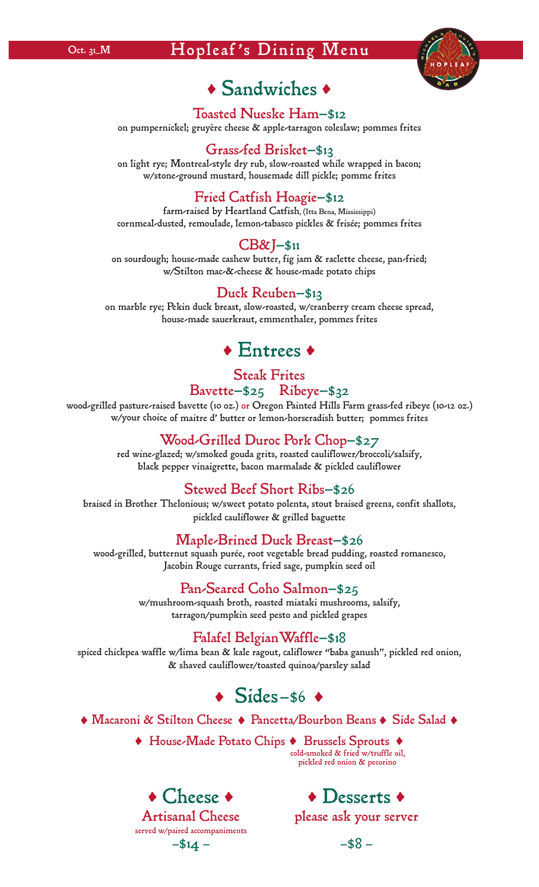Oct. 31_M

# Hopleaf's Dining Menu

## ♦ Sandwiches ♦

### Toasted Nueske Ham–$12

on pumpernickel; gruyère cheese & apple-tarragon coleslaw; pommes frites

### Grass-fed Brisket–$13

on light rye; Montreal-style dry rub, slow-roasted while wrapped in bacon; w/stone-ground mustard, housemade dill pickle; pomme frites

### Fried Catfish Hoagie–$12

farm-raised by Heartland Catfish, (Itta Bena, Mississippi) cornmeal-dusted, remoulade, lemon-tabasco pickles & frisée; pommes frites

### CB&J–$11

on sourdough; house-made cashew butter, fig jam & raclette cheese, pan-fried; w/Stilton mac-&-cheese & house-made potato chips

### Duck Reuben–$13

on marble rye; Pekin duck breast, slow-roasted, w/cranberry cream cheese spread, house-made sauerkraut, emmenthaler, pommes frites

## ♦ Entrees ♦

### Steak Frites

### Bavette–$25 Ribeye–$32

wood-grilled pasture-raised bavette (10 oz.) or Oregon Painted Hills Farm grass-fed ribeye (10-12 oz.) w/your choice of maitre d' butter or lemon-horseradish butter; pommes frites

### Wood-Grilled Duroc Pork Chop–$27

red wine-glazed; w/smoked gouda grits, roasted cauliflower/broccoli/salsify, black pepper vinaigrette, bacon marmalade & pickled cauliflower

### Stewed Beef Short Ribs–$26

braised in Brother Thelonious; w/sweet potato polenta, stout braised greens, confit shallots, pickled cauliflower & grilled baguette

### Maple-Brined Duck Breast–$26

wood-grilled, butternut squash purée, root vegetable bread pudding, roasted romanesco, Jacobin Rouge currants, fried sage, pumpkin seed oil

### Pan-Seared Coho Salmon–$25

w/mushroom-squash broth, roasted miataki mushrooms, salsify, tarragon/pumpkin seed pesto and pickled grapes

### Falafel Belgian Waffle–$18

spiced chickpea waffle w/lima bean & kale ragout, califlower "baba ganush", pickled red onion, & shaved cauliflower/toasted quinoa/parsley salad

## ♦ Sides–$6 ♦

♦ Macaroni & Stilton Cheese ♦ Pancetta/Bourbon Beans ♦ Side Salad ♦

♦ House-Made Potato Chips ♦ Brussels Sprouts ♦
cold-smoked & fried w/truffle oil, pickled red onion & pecorino

## ♦ Cheese ♦

### Artisanal Cheese

served w/paired accompaniments

–$14 –

## ♦ Desserts ♦

please ask your server

–$8 –